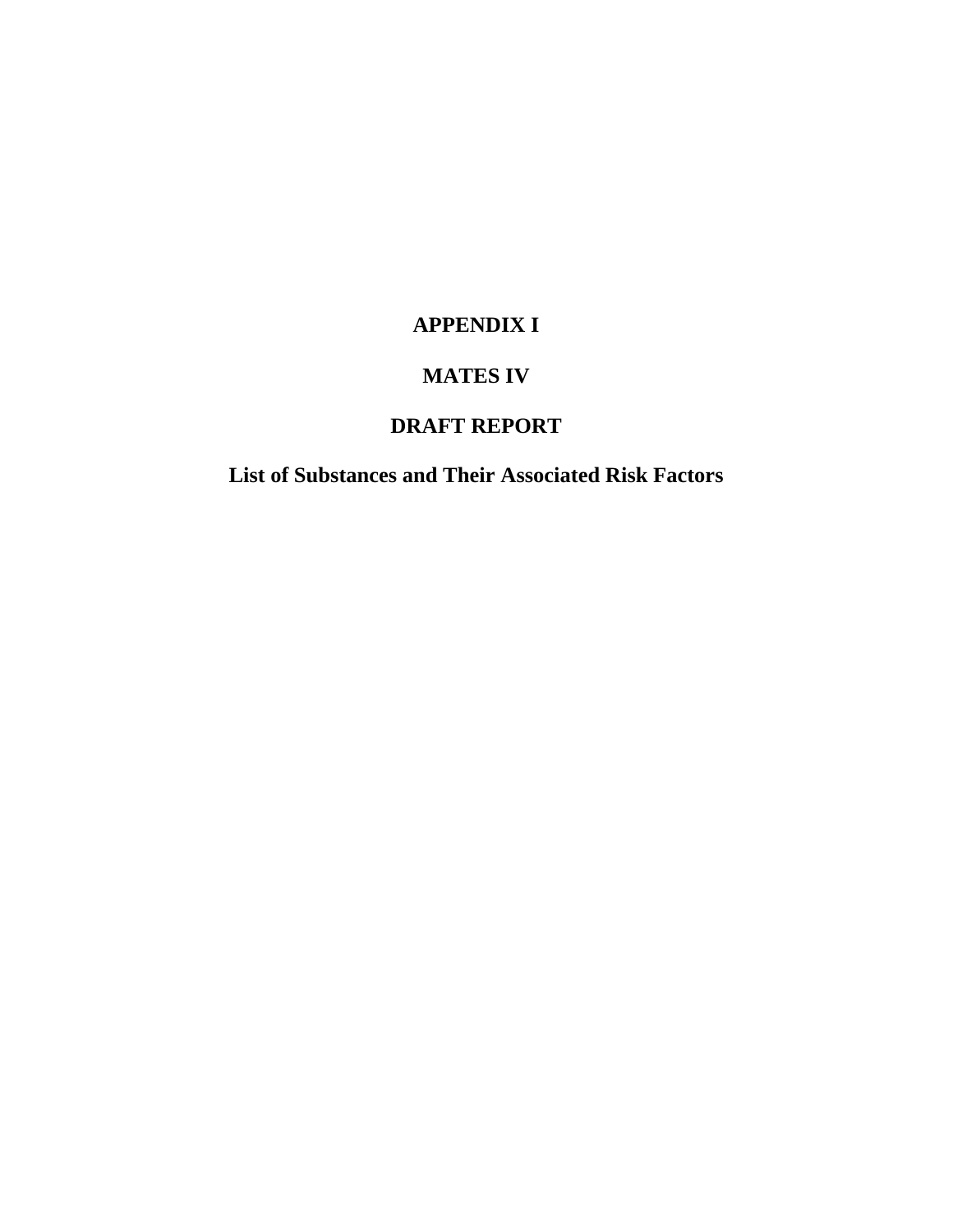# APPENDIX I

# MATES IV

# DRAFT REPORT

# List of Substances and Their Associated Risk Factors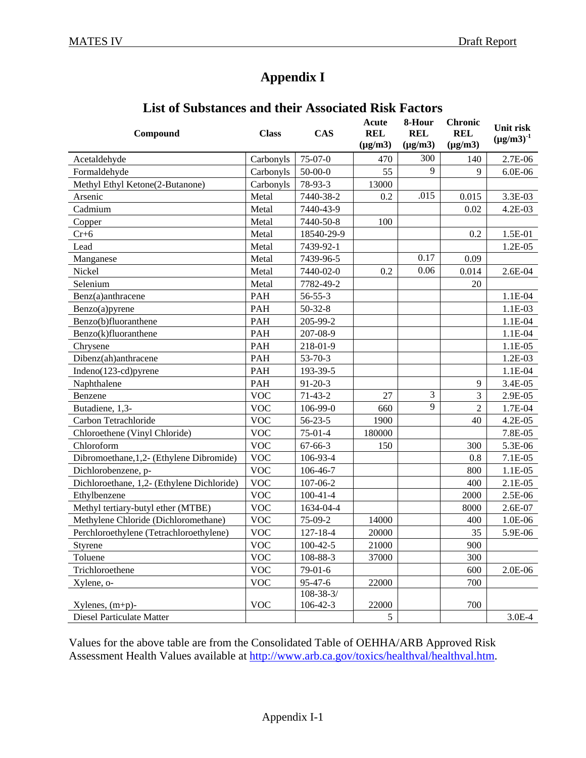# Appendix I

## List of Substances and their Associated Risk Factors

| Compound | Class | CAS | Acute REL (µg/m3) | 8-Hour REL (µg/m3) | Chronic REL (µg/m3) | Unit risk $(\mu g/m3)^{-1}$ |
|---|---|---|---|---|---|---|
| Acetaldehyde | Carbonyls | 75-07-0 | 470 | 300 | 140 | 2.7E-06 |
| Formaldehyde | Carbonyls | 50-00-0 | 55 | 9 | 9 | 6.0E-06 |
| Methyl Ethyl Ketone(2-Butanone) | Carbonyls | 78-93-3 | 13000 | | | |
| Arsenic | Metal | 7440-38-2 | 0.2 | .015 | 0.015 | 3.3E-03 |
| Cadmium | Metal | 7440-43-9 | | | 0.02 | 4.2E-03 |
| Copper | Metal | 7440-50-8 | 100 | | | |
| Cr+6 | Metal | 18540-29-9 | | | 0.2 | 1.5E-01 |
| Lead | Metal | 7439-92-1 | | | | 1.2E-05 |
| Manganese | Metal | 7439-96-5 | | 0.17 | 0.09 | |
| Nickel | Metal | 7440-02-0 | 0.2 | 0.06 | 0.014 | 2.6E-04 |
| Selenium | Metal | 7782-49-2 | | | 20 | |
| Benz(a)anthracene | PAH | 56-55-3 | | | | 1.1E-04 |
| Benzo(a)pyrene | PAH | 50-32-8 | | | | 1.1E-03 |
| Benzo(b)fluoranthene | PAH | 205-99-2 | | | | 1.1E-04 |
| Benzo(k)fluoranthene | PAH | 207-08-9 | | | | 1.1E-04 |
| Chrysene | PAH | 218-01-9 | | | | 1.1E-05 |
| Dibenz(ah)anthracene | PAH | 53-70-3 | | | | 1.2E-03 |
| Indeno(123-cd)pyrene | PAH | 193-39-5 | | | | 1.1E-04 |
| Naphthalene | PAH | 91-20-3 | | | 9 | 3.4E-05 |
| Benzene | VOC | 71-43-2 | 27 | 3 | 3 | 2.9E-05 |
| Butadiene, 1,3- | VOC | 106-99-0 | 660 | 9 | 2 | 1.7E-04 |
| Carbon Tetrachloride | VOC | 56-23-5 | 1900 | | 40 | 4.2E-05 |
| Chloroethene (Vinyl Chloride) | VOC | 75-01-4 | 180000 | | | 7.8E-05 |
| Chloroform | VOC | 67-66-3 | 150 | | 300 | 5.3E-06 |
| Dibromoethane,1,2- (Ethylene Dibromide) | VOC | 106-93-4 | | | 0.8 | 7.1E-05 |
| Dichlorobenzene, p- | VOC | 106-46-7 | | | 800 | 1.1E-05 |
| Dichloroethane, 1,2- (Ethylene Dichloride) | VOC | 107-06-2 | | | 400 | 2.1E-05 |
| Ethylbenzene | VOC | 100-41-4 | | | 2000 | 2.5E-06 |
| Methyl tertiary-butyl ether (MTBE) | VOC | 1634-04-4 | | | 8000 | 2.6E-07 |
| Methylene Chloride (Dichloromethane) | VOC | 75-09-2 | 14000 | | 400 | 1.0E-06 |
| Perchloroethylene (Tetrachloroethylene) | VOC | 127-18-4 | 20000 | | 35 | 5.9E-06 |
| Styrene | VOC | 100-42-5 | 21000 | | 900 | |
| Toluene | VOC | 108-88-3 | 37000 | | 300 | |
| Trichloroethene | VOC | 79-01-6 | | | 600 | 2.0E-06 |
| Xylene, o- | VOC | 95-47-6 | 22000 | | 700 | |
| Xylenes, (m+p)- | VOC | 108-38-3/ 106-42-3 | 22000 | | 700 | |
| Diesel Particulate Matter | | | 5 | | | 3.0E-4 |

Values for the above table are from the Consolidated Table of OEHHA/ARB Approved Risk Assessment Health Values available at http://www.arb.ca.gov/toxics/healthval/healthval.htm.